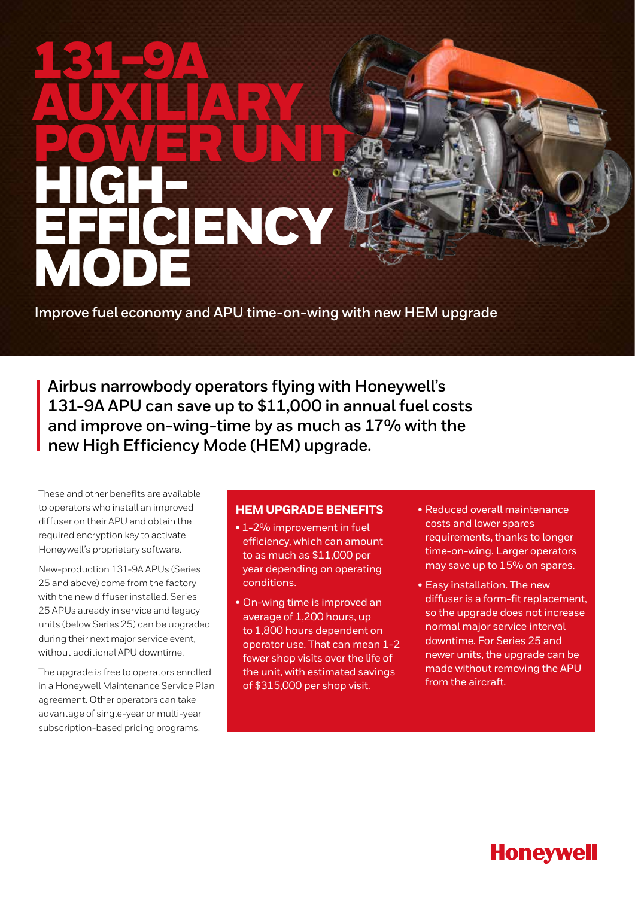# 131-9A AUXILIARY POWER UNIT HIGH-EFFICIENCY MODE

Improve fuel economy and APU time-on-wing with new HEM upgrade

**Airbus narrowbody operators flying with Honeywell's 131-9A APU can save up to $11,000 in annual fuel costs and improve on-wing-time by as much as 17% with the new High Efficiency Mode (HEM) upgrade.**

These and other benefits are available to operators who install an improved diffuser on their APU and obtain the required encryption key to activate Honeywell's proprietary software.

New-production 131-9A APUs (Series 25 and above) come from the factory with the new diffuser installed. Series 25 APUs already in service and legacy units (below Series 25) can be upgraded during their next major service event, without additional APU downtime.

The upgrade is free to operators enrolled in a Honeywell Maintenance Service Plan agreement. Other operators can take advantage of single-year or multi-year subscription-based pricing programs.

## HEM UPGRADE BENEFITS

- 1-2% improvement in fuel efficiency, which can amount to as much as $11,000 per year depending on operating conditions.
- On-wing time is improved an average of 1,200 hours, up to 1,800 hours dependent on operator use. That can mean 1-2 fewer shop visits over the life of the unit, with estimated savings of $315,000 per shop visit.
- Reduced overall maintenance costs and lower spares requirements, thanks to longer time-on-wing. Larger operators may save up to 15% on spares.
- Easy installation. The new diffuser is a form-fit replacement, so the upgrade does not increase normal major service interval downtime. For Series 25 and newer units, the upgrade can be made without removing the APU from the aircraft.

Honeywell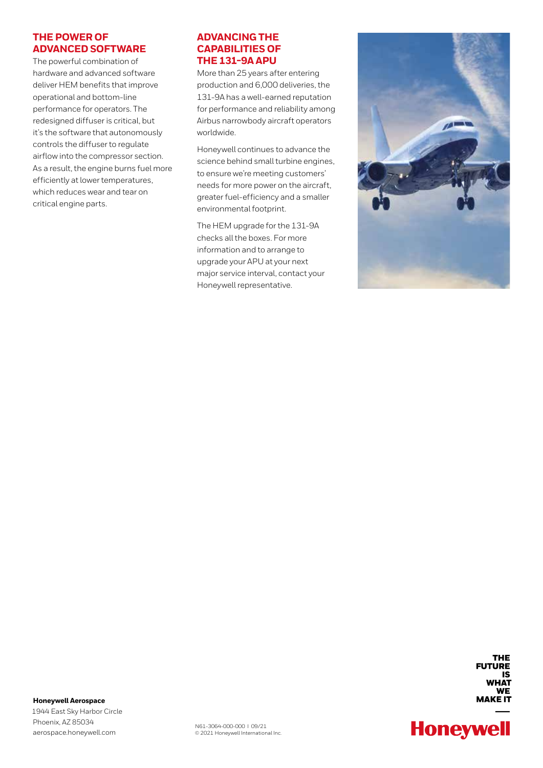## THE POWER OF ADVANCED SOFTWARE

The powerful combination of hardware and advanced software deliver HEM benefits that improve operational and bottom-line performance for operators. The redesigned diffuser is critical, but it's the software that autonomously controls the diffuser to regulate airflow into the compressor section. As a result, the engine burns fuel more efficiently at lower temperatures, which reduces wear and tear on critical engine parts.

## ADVANCING THE CAPABILITIES OF THE 131-9A APU

More than 25 years after entering production and 6,000 deliveries, the 131-9A has a well-earned reputation for performance and reliability among Airbus narrowbody aircraft operators worldwide.

Honeywell continues to advance the science behind small turbine engines, to ensure we're meeting customers' needs for more power on the aircraft, greater fuel-efficiency and a smaller environmental footprint.

The HEM upgrade for the 131-9A checks all the boxes. For more information and to arrange to upgrade your APU at your next major service interval, contact your Honeywell representative.

**Honeywell Aerospace**
1944 East Sky Harbor Circle
Phoenix, AZ 85034
aerospace.honeywell.com

N61-3064-000-000 I 09/21
© 2021 Honeywell International Inc.

THE FUTURE IS WHAT WE MAKE IT

Honeywell